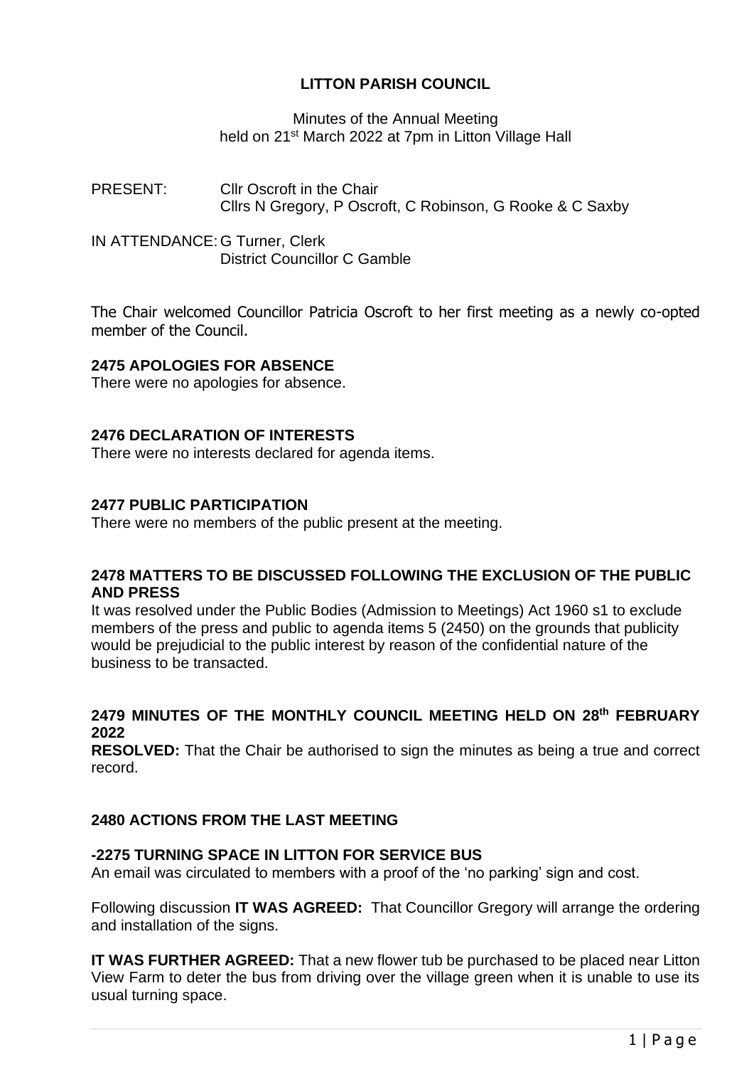# LITTON PARISH COUNCIL

Minutes of the Annual Meeting
held on 21st March 2022 at 7pm in Litton Village Hall

PRESENT: Cllr Oscroft in the Chair
Cllrs N Gregory, P Oscroft, C Robinson, G Rooke & C Saxby

IN ATTENDANCE: G Turner, Clerk
District Councillor C Gamble

The Chair welcomed Councillor Patricia Oscroft to her first meeting as a newly co-opted member of the Council.

### 2475 APOLOGIES FOR ABSENCE

There were no apologies for absence.

### 2476 DECLARATION OF INTERESTS

There were no interests declared for agenda items.

### 2477 PUBLIC PARTICIPATION

There were no members of the public present at the meeting.

### 2478 MATTERS TO BE DISCUSSED FOLLOWING THE EXCLUSION OF THE PUBLIC AND PRESS

It was resolved under the Public Bodies (Admission to Meetings) Act 1960 s1 to exclude members of the press and public to agenda items 5 (2450) on the grounds that publicity would be prejudicial to the public interest by reason of the confidential nature of the business to be transacted.

### 2479 MINUTES OF THE MONTHLY COUNCIL MEETING HELD ON 28th FEBRUARY 2022

**RESOLVED:** That the Chair be authorised to sign the minutes as being a true and correct record.

### 2480 ACTIONS FROM THE LAST MEETING

#### -2275 TURNING SPACE IN LITTON FOR SERVICE BUS

An email was circulated to members with a proof of the 'no parking' sign and cost.

Following discussion **IT WAS AGREED:** That Councillor Gregory will arrange the ordering and installation of the signs.

**IT WAS FURTHER AGREED:** That a new flower tub be purchased to be placed near Litton View Farm to deter the bus from driving over the village green when it is unable to use its usual turning space.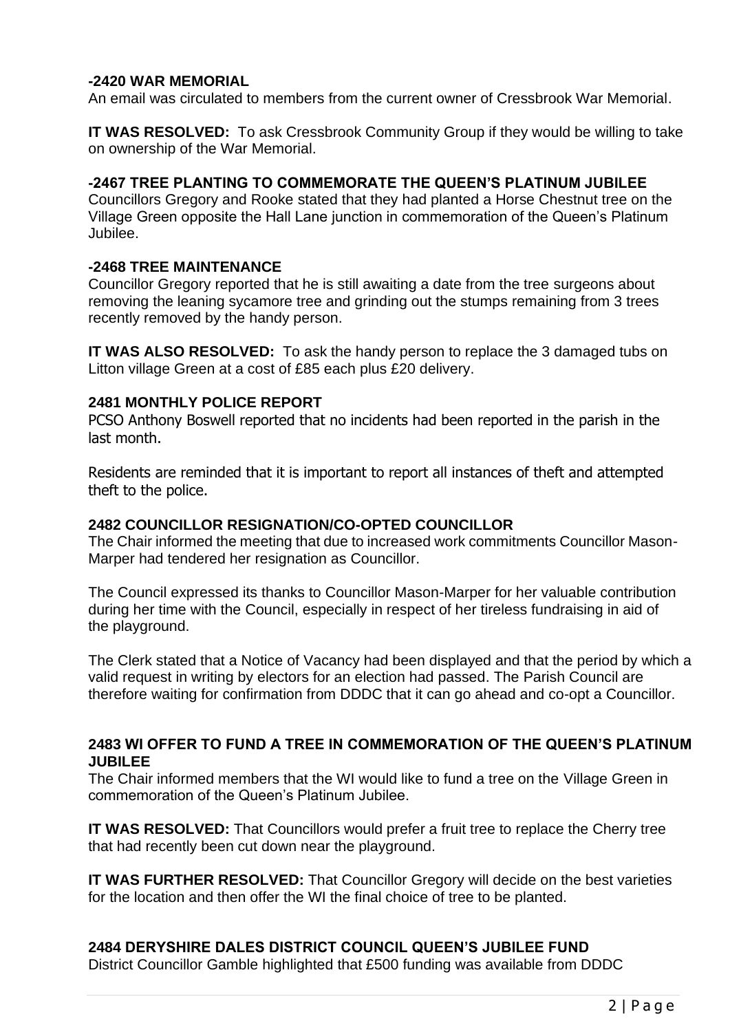**-2420 WAR MEMORIAL**

An email was circulated to members from the current owner of Cressbrook War Memorial.

**IT WAS RESOLVED:** To ask Cressbrook Community Group if they would be willing to take on ownership of the War Memorial.

**-2467 TREE PLANTING TO COMMEMORATE THE QUEEN'S PLATINUM JUBILEE**

Councillors Gregory and Rooke stated that they had planted a Horse Chestnut tree on the Village Green opposite the Hall Lane junction in commemoration of the Queen's Platinum Jubilee.

**-2468 TREE MAINTENANCE**

Councillor Gregory reported that he is still awaiting a date from the tree surgeons about removing the leaning sycamore tree and grinding out the stumps remaining from 3 trees recently removed by the handy person.

**IT WAS ALSO RESOLVED:** To ask the handy person to replace the 3 damaged tubs on Litton village Green at a cost of £85 each plus £20 delivery.

**2481 MONTHLY POLICE REPORT**

PCSO Anthony Boswell reported that no incidents had been reported in the parish in the last month.

Residents are reminded that it is important to report all instances of theft and attempted theft to the police.

**2482 COUNCILLOR RESIGNATION/CO-OPTED COUNCILLOR**

The Chair informed the meeting that due to increased work commitments Councillor Mason-Marper had tendered her resignation as Councillor.

The Council expressed its thanks to Councillor Mason-Marper for her valuable contribution during her time with the Council, especially in respect of her tireless fundraising in aid of the playground.

The Clerk stated that a Notice of Vacancy had been displayed and that the period by which a valid request in writing by electors for an election had passed. The Parish Council are therefore waiting for confirmation from DDDC that it can go ahead and co-opt a Councillor.

**2483 WI OFFER TO FUND A TREE IN COMMEMORATION OF THE QUEEN'S PLATINUM JUBILEE**

The Chair informed members that the WI would like to fund a tree on the Village Green in commemoration of the Queen's Platinum Jubilee.

**IT WAS RESOLVED:** That Councillors would prefer a fruit tree to replace the Cherry tree that had recently been cut down near the playground.

**IT WAS FURTHER RESOLVED:** That Councillor Gregory will decide on the best varieties for the location and then offer the WI the final choice of tree to be planted.

**2484 DERYSHIRE DALES DISTRICT COUNCIL QUEEN'S JUBILEE FUND**

District Councillor Gamble highlighted that £500 funding was available from DDDC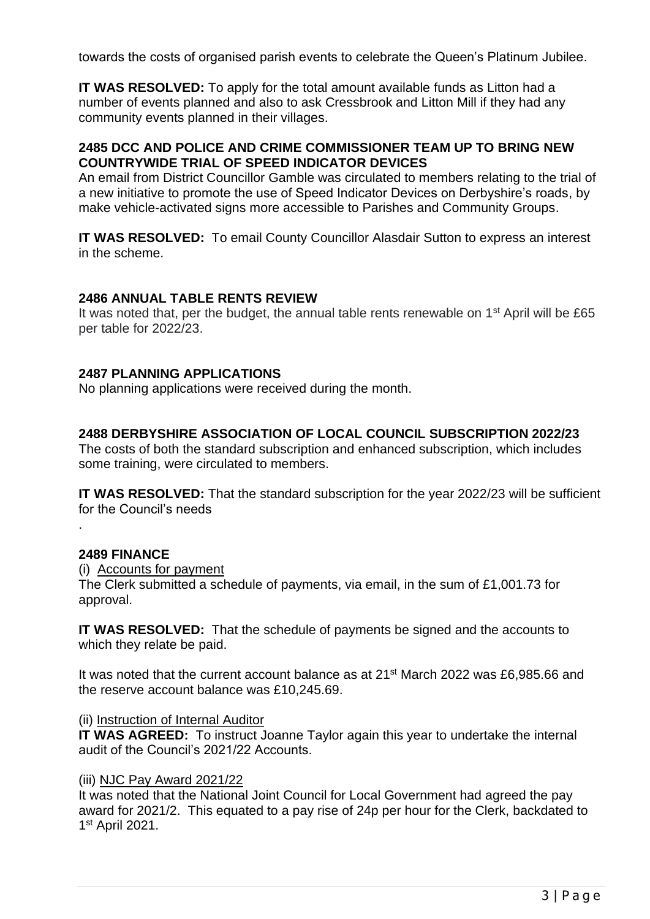towards the costs of organised parish events to celebrate the Queen's Platinum Jubilee.

**IT WAS RESOLVED:** To apply for the total amount available funds as Litton had a number of events planned and also to ask Cressbrook and Litton Mill if they had any community events planned in their villages.

### 2485 DCC AND POLICE AND CRIME COMMISSIONER TEAM UP TO BRING NEW COUNTRYWIDE TRIAL OF SPEED INDICATOR DEVICES

An email from District Councillor Gamble was circulated to members relating to the trial of a new initiative to promote the use of Speed Indicator Devices on Derbyshire's roads, by make vehicle-activated signs more accessible to Parishes and Community Groups.

**IT WAS RESOLVED:** To email County Councillor Alasdair Sutton to express an interest in the scheme.

### 2486 ANNUAL TABLE RENTS REVIEW

It was noted that, per the budget, the annual table rents renewable on 1st April will be £65 per table for 2022/23.

### 2487 PLANNING APPLICATIONS

No planning applications were received during the month.

### 2488 DERBYSHIRE ASSOCIATION OF LOCAL COUNCIL SUBSCRIPTION 2022/23

The costs of both the standard subscription and enhanced subscription, which includes some training, were circulated to members.

**IT WAS RESOLVED:** That the standard subscription for the year 2022/23 will be sufficient for the Council's needs

.

### 2489 FINANCE

(i) Accounts for payment

The Clerk submitted a schedule of payments, via email, in the sum of £1,001.73 for approval.

**IT WAS RESOLVED:** That the schedule of payments be signed and the accounts to which they relate be paid.

It was noted that the current account balance as at 21st March 2022 was £6,985.66 and the reserve account balance was £10,245.69.

(ii) Instruction of Internal Auditor

**IT WAS AGREED:** To instruct Joanne Taylor again this year to undertake the internal audit of the Council's 2021/22 Accounts.

(iii) NJC Pay Award 2021/22

It was noted that the National Joint Council for Local Government had agreed the pay award for 2021/2. This equated to a pay rise of 24p per hour for the Clerk, backdated to 1st April 2021.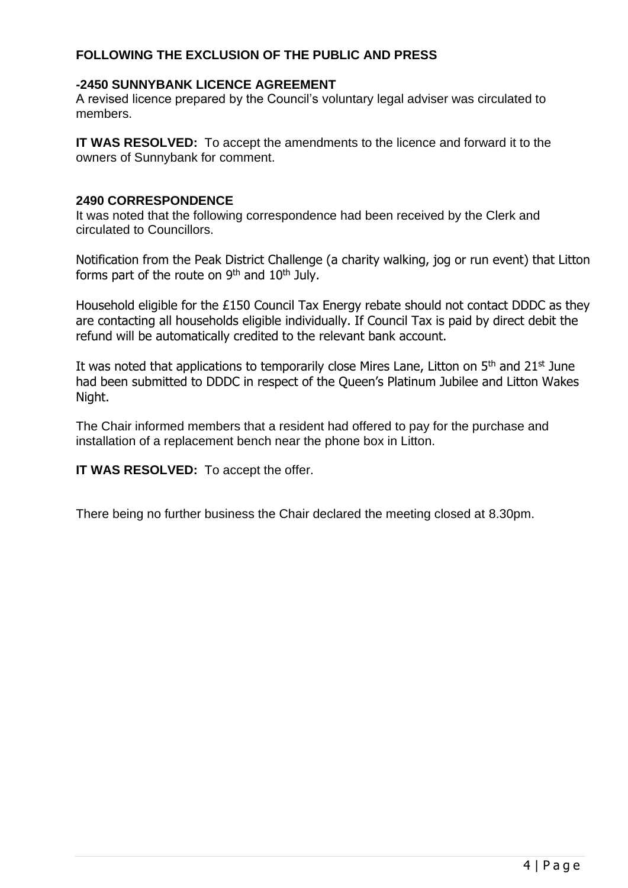**FOLLOWING THE EXCLUSION OF THE PUBLIC AND PRESS**

**-2450 SUNNYBANK LICENCE AGREEMENT**

A revised licence prepared by the Council's voluntary legal adviser was circulated to members.

**IT WAS RESOLVED:** To accept the amendments to the licence and forward it to the owners of Sunnybank for comment.

**2490 CORRESPONDENCE**

It was noted that the following correspondence had been received by the Clerk and circulated to Councillors.

Notification from the Peak District Challenge (a charity walking, jog or run event) that Litton forms part of the route on 9th and 10th July.

Household eligible for the £150 Council Tax Energy rebate should not contact DDDC as they are contacting all households eligible individually. If Council Tax is paid by direct debit the refund will be automatically credited to the relevant bank account.

It was noted that applications to temporarily close Mires Lane, Litton on 5th and 21st June had been submitted to DDDC in respect of the Queen's Platinum Jubilee and Litton Wakes Night.

The Chair informed members that a resident had offered to pay for the purchase and installation of a replacement bench near the phone box in Litton.

**IT WAS RESOLVED:** To accept the offer.

There being no further business the Chair declared the meeting closed at 8.30pm.